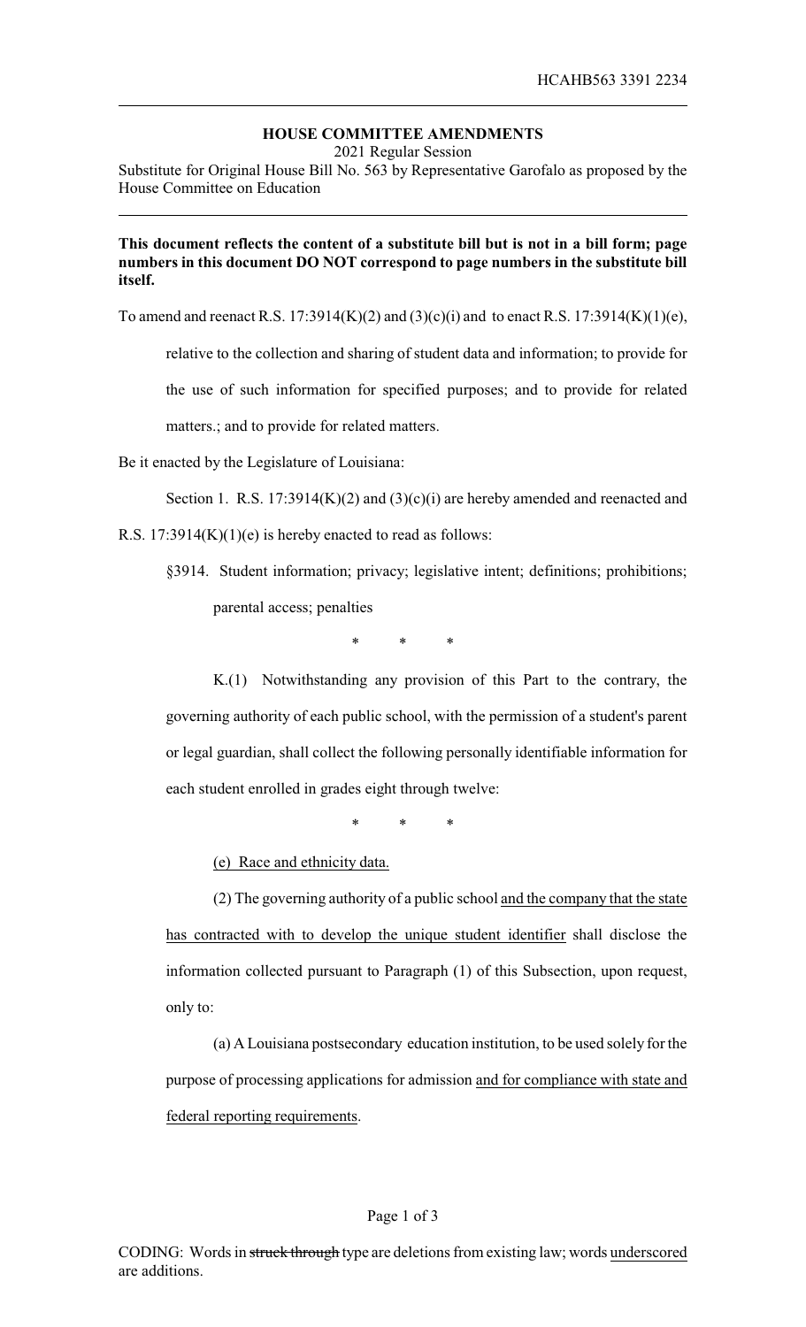**HOUSE COMMITTEE AMENDMENTS**

2021 Regular Session

Substitute for Original House Bill No. 563 by Representative Garofalo as proposed by the House Committee on Education

**This document reflects the content of a substitute bill but is not in a bill form; page numbers in this document DO NOT correspond to page numbers in the substitute bill itself.**

To amend and reenact R.S. 17:3914(K)(2) and (3)(c)(i) and to enact R.S. 17:3914(K)(1)(e), relative to the collection and sharing of student data and information; to provide for the use of such information for specified purposes; and to provide for related matters.; and to provide for related matters.

Be it enacted by the Legislature of Louisiana:

Section 1. R.S. 17:3914(K)(2) and (3)(c)(i) are hereby amended and reenacted and R.S. 17:3914(K)(1)(e) is hereby enacted to read as follows:

§3914. Student information; privacy; legislative intent; definitions; prohibitions; parental access; penalties

\* \* \*

K.(1) Notwithstanding any provision of this Part to the contrary, the governing authority of each public school, with the permission of a student's parent or legal guardian, shall collect the following personally identifiable information for each student enrolled in grades eight through twelve:

\* \* \*

<u>(e) Race and ethnicity data.</u>

(2) The governing authority of a public school <u>and the company that the state has contracted with to develop the unique student identifier</u> shall disclose the information collected pursuant to Paragraph (1) of this Subsection, upon request, only to:

(a) A Louisiana postsecondary education institution, to be used solely for the purpose of processing applications for admission <u>and for compliance with state and federal reporting requirements</u>.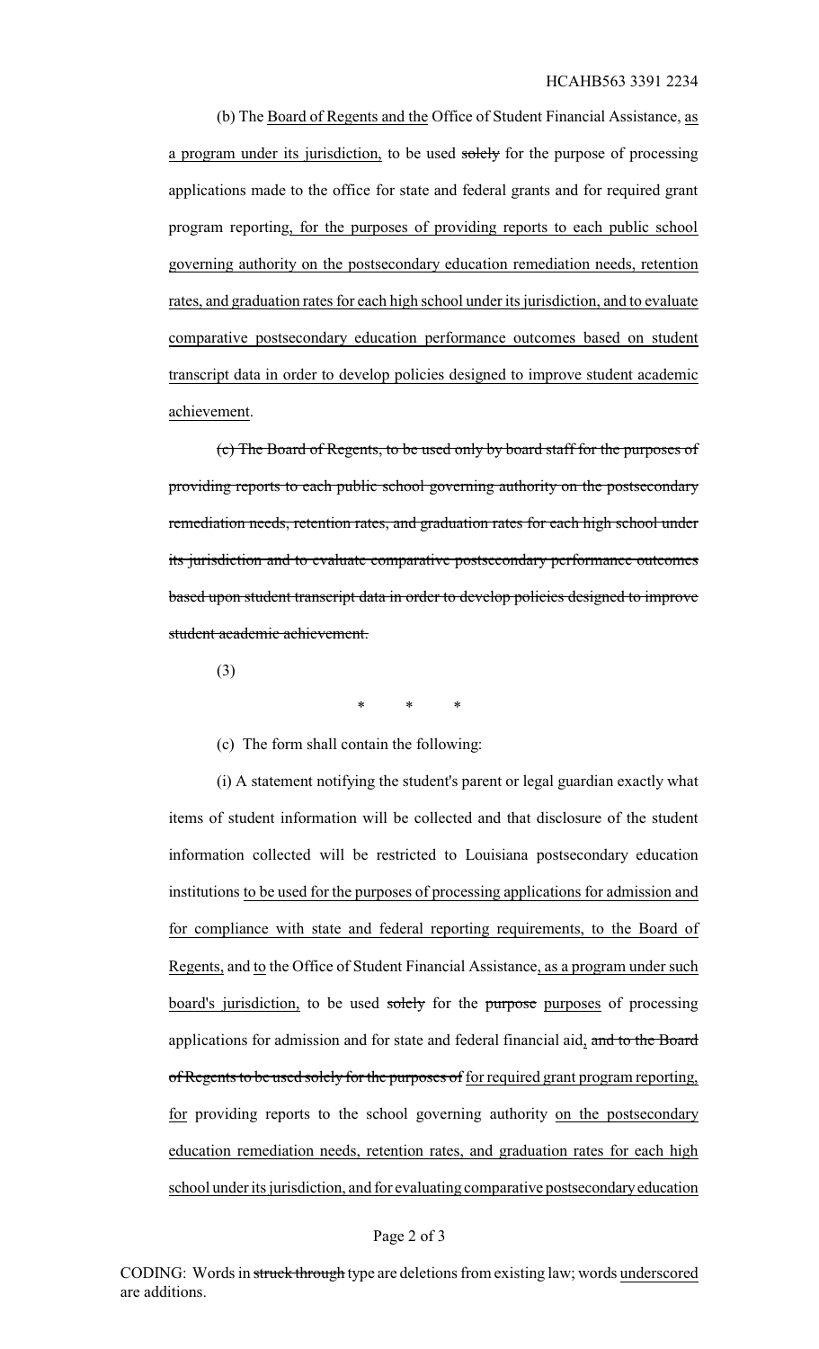(b) The <u>Board of Regents and the</u> Office of Student Financial Assistance, <u>as a program under its jurisdiction,</u> to be used ~~solely~~ for the purpose of processing applications made to the office for state and federal grants and for required grant program reporting<u>, for the purposes of providing reports to each public school governing authority on the postsecondary education remediation needs, retention rates, and graduation rates for each high school under its jurisdiction, and to evaluate comparative postsecondary education performance outcomes based on student transcript data in order to develop policies designed to improve student academic achievement</u>.

~~(c) The Board of Regents, to be used only by board staff for the purposes of providing reports to each public school governing authority on the postsecondary remediation needs, retention rates, and graduation rates for each high school under its jurisdiction and to evaluate comparative postsecondary performance outcomes based upon student transcript data in order to develop policies designed to improve student academic achievement.~~

(3)

\* \* \*

(c) The form shall contain the following:

(i) A statement notifying the student's parent or legal guardian exactly what items of student information will be collected and that disclosure of the student information collected will be restricted to Louisiana postsecondary education institutions <u>to be used for the purposes of processing applications for admission and for compliance with state and federal reporting requirements, to the Board of Regents,</u> and <u>to</u> the Office of Student Financial Assistance<u>, as a program under such board's jurisdiction,</u> to be used ~~solely~~ for the ~~purpose~~ <u>purposes</u> of processing applications for admission and for state and federal financial aid<u>,</u> ~~and to the Board of Regents to be used solely for the purposes of~~ <u>for required grant program reporting, for</u> providing reports to the school governing authority <u>on the postsecondary education remediation needs, retention rates, and graduation rates for each high school under its jurisdiction, and for evaluating comparative postsecondary education</u>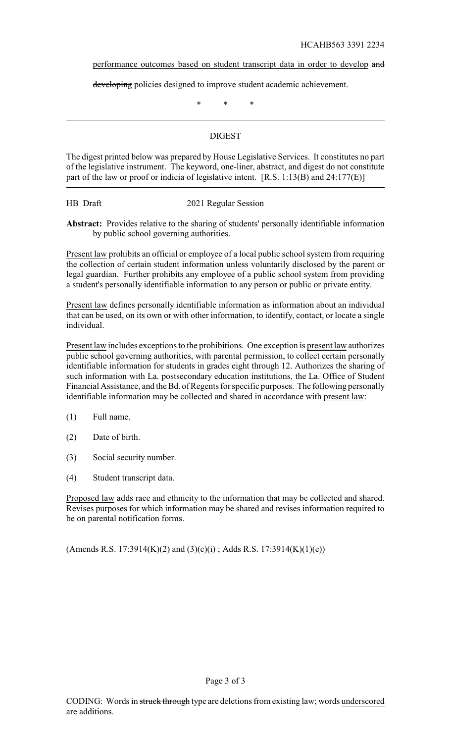performance outcomes based on student transcript data in order to develop ~~and developing~~ policies designed to improve student academic achievement.

\* \* \*

---

## DIGEST

The digest printed below was prepared by House Legislative Services. It constitutes no part of the legislative instrument. The keyword, one-liner, abstract, and digest do not constitute part of the law or proof or indicia of legislative intent. [R.S. 1:13(B) and 24:177(E)]

---

HB Draft 2021 Regular Session

**Abstract:** Provides relative to the sharing of students' personally identifiable information by public school governing authorities.

Present law prohibits an official or employee of a local public school system from requiring the collection of certain student information unless voluntarily disclosed by the parent or legal guardian. Further prohibits any employee of a public school system from providing a student's personally identifiable information to any person or public or private entity.

Present law defines personally identifiable information as information about an individual that can be used, on its own or with other information, to identify, contact, or locate a single individual.

Present law includes exceptions to the prohibitions. One exception is present law authorizes public school governing authorities, with parental permission, to collect certain personally identifiable information for students in grades eight through 12. Authorizes the sharing of such information with La. postsecondary education institutions, the La. Office of Student Financial Assistance, and the Bd. of Regents for specific purposes. The following personally identifiable information may be collected and shared in accordance with present law:

(1) Full name.

(2) Date of birth.

(3) Social security number.

(4) Student transcript data.

Proposed law adds race and ethnicity to the information that may be collected and shared. Revises purposes for which information may be shared and revises information required to be on parental notification forms.

(Amends R.S. 17:3914(K)(2) and (3)(c)(i) ; Adds R.S. 17:3914(K)(1)(e))

CODING: Words in ~~struck through~~ type are deletions from existing law; words underscored are additions.